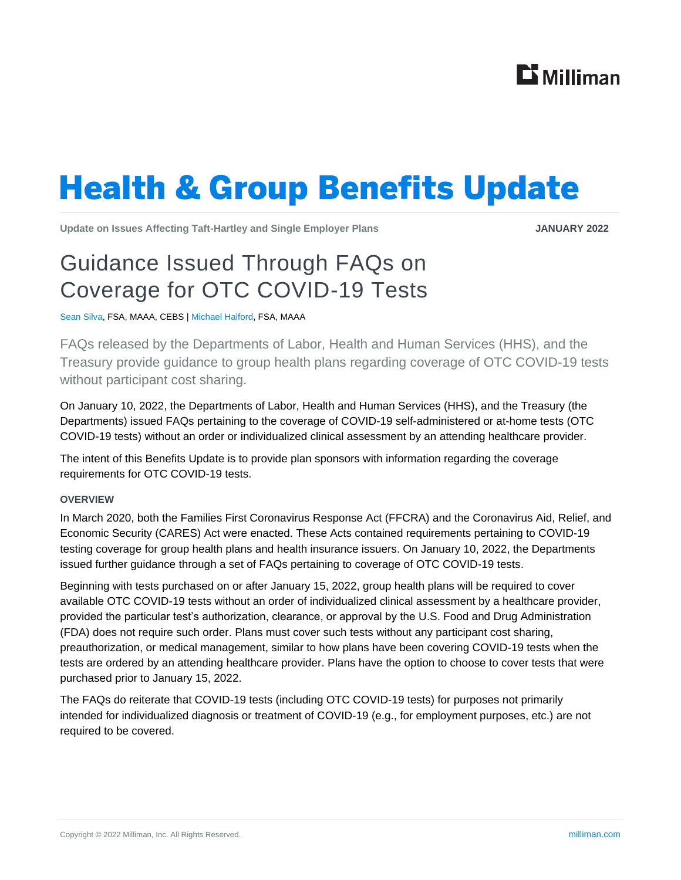# Health & Group Benefits Update

**Update on Issues Affecting Taft-Hartley and Single Employer Plans** **JANUARY 2022**

## Guidance Issued Through FAQs on Coverage for OTC COVID-19 Tests

Sean Silva, FSA, MAAA, CEBS | Michael Halford, FSA, MAAA

FAQs released by the Departments of Labor, Health and Human Services (HHS), and the Treasury provide guidance to group health plans regarding coverage of OTC COVID-19 tests without participant cost sharing.

On January 10, 2022, the Departments of Labor, Health and Human Services (HHS), and the Treasury (the Departments) issued FAQs pertaining to the coverage of COVID-19 self-administered or at-home tests (OTC COVID-19 tests) without an order or individualized clinical assessment by an attending healthcare provider.

The intent of this Benefits Update is to provide plan sponsors with information regarding the coverage requirements for OTC COVID-19 tests.

### OVERVIEW

In March 2020, both the Families First Coronavirus Response Act (FFCRA) and the Coronavirus Aid, Relief, and Economic Security (CARES) Act were enacted. These Acts contained requirements pertaining to COVID-19 testing coverage for group health plans and health insurance issuers. On January 10, 2022, the Departments issued further guidance through a set of FAQs pertaining to coverage of OTC COVID-19 tests.

Beginning with tests purchased on or after January 15, 2022, group health plans will be required to cover available OTC COVID-19 tests without an order of individualized clinical assessment by a healthcare provider, provided the particular test's authorization, clearance, or approval by the U.S. Food and Drug Administration (FDA) does not require such order. Plans must cover such tests without any participant cost sharing, preauthorization, or medical management, similar to how plans have been covering COVID-19 tests when the tests are ordered by an attending healthcare provider. Plans have the option to choose to cover tests that were purchased prior to January 15, 2022.

The FAQs do reiterate that COVID-19 tests (including OTC COVID-19 tests) for purposes not primarily intended for individualized diagnosis or treatment of COVID-19 (e.g., for employment purposes, etc.) are not required to be covered.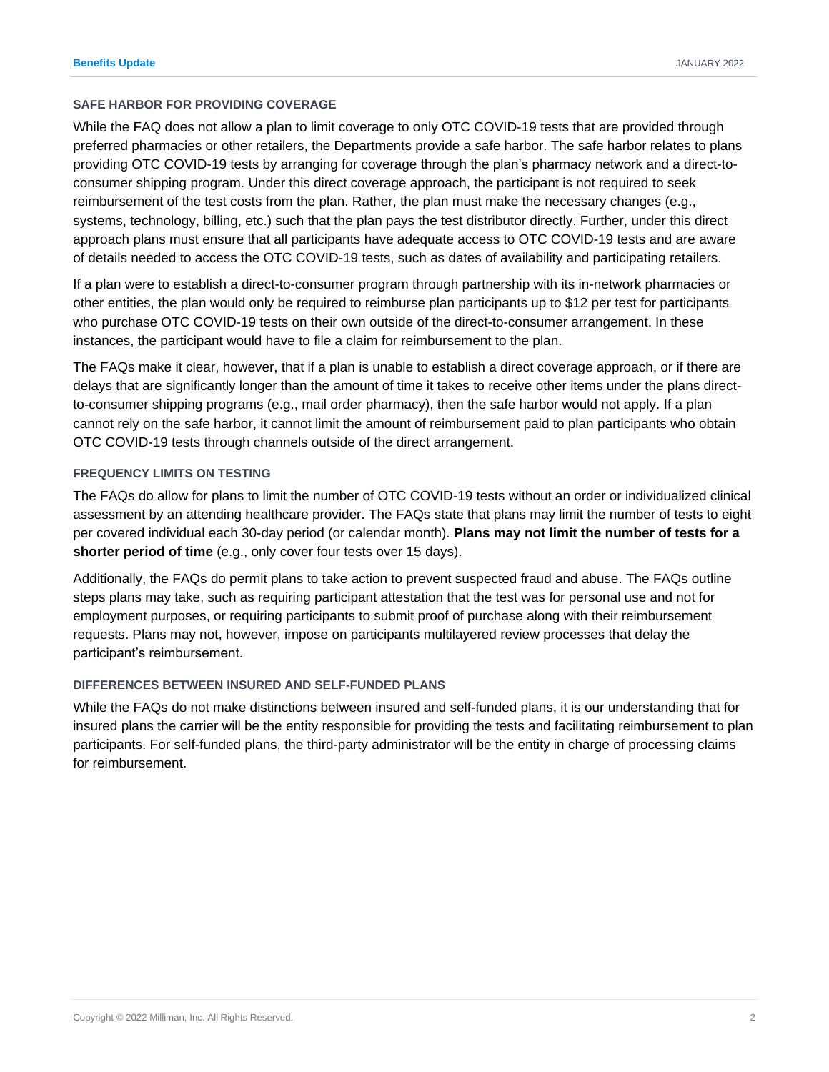### SAFE HARBOR FOR PROVIDING COVERAGE

While the FAQ does not allow a plan to limit coverage to only OTC COVID-19 tests that are provided through preferred pharmacies or other retailers, the Departments provide a safe harbor. The safe harbor relates to plans providing OTC COVID-19 tests by arranging for coverage through the plan's pharmacy network and a direct-to-consumer shipping program. Under this direct coverage approach, the participant is not required to seek reimbursement of the test costs from the plan. Rather, the plan must make the necessary changes (e.g., systems, technology, billing, etc.) such that the plan pays the test distributor directly. Further, under this direct approach plans must ensure that all participants have adequate access to OTC COVID-19 tests and are aware of details needed to access the OTC COVID-19 tests, such as dates of availability and participating retailers.

If a plan were to establish a direct-to-consumer program through partnership with its in-network pharmacies or other entities, the plan would only be required to reimburse plan participants up to $12 per test for participants who purchase OTC COVID-19 tests on their own outside of the direct-to-consumer arrangement. In these instances, the participant would have to file a claim for reimbursement to the plan.

The FAQs make it clear, however, that if a plan is unable to establish a direct coverage approach, or if there are delays that are significantly longer than the amount of time it takes to receive other items under the plans direct-to-consumer shipping programs (e.g., mail order pharmacy), then the safe harbor would not apply. If a plan cannot rely on the safe harbor, it cannot limit the amount of reimbursement paid to plan participants who obtain OTC COVID-19 tests through channels outside of the direct arrangement.

### FREQUENCY LIMITS ON TESTING

The FAQs do allow for plans to limit the number of OTC COVID-19 tests without an order or individualized clinical assessment by an attending healthcare provider. The FAQs state that plans may limit the number of tests to eight per covered individual each 30-day period (or calendar month). **Plans may not limit the number of tests for a shorter period of time** (e.g., only cover four tests over 15 days).

Additionally, the FAQs do permit plans to take action to prevent suspected fraud and abuse. The FAQs outline steps plans may take, such as requiring participant attestation that the test was for personal use and not for employment purposes, or requiring participants to submit proof of purchase along with their reimbursement requests. Plans may not, however, impose on participants multilayered review processes that delay the participant's reimbursement.

### DIFFERENCES BETWEEN INSURED AND SELF-FUNDED PLANS

While the FAQs do not make distinctions between insured and self-funded plans, it is our understanding that for insured plans the carrier will be the entity responsible for providing the tests and facilitating reimbursement to plan participants. For self-funded plans, the third-party administrator will be the entity in charge of processing claims for reimbursement.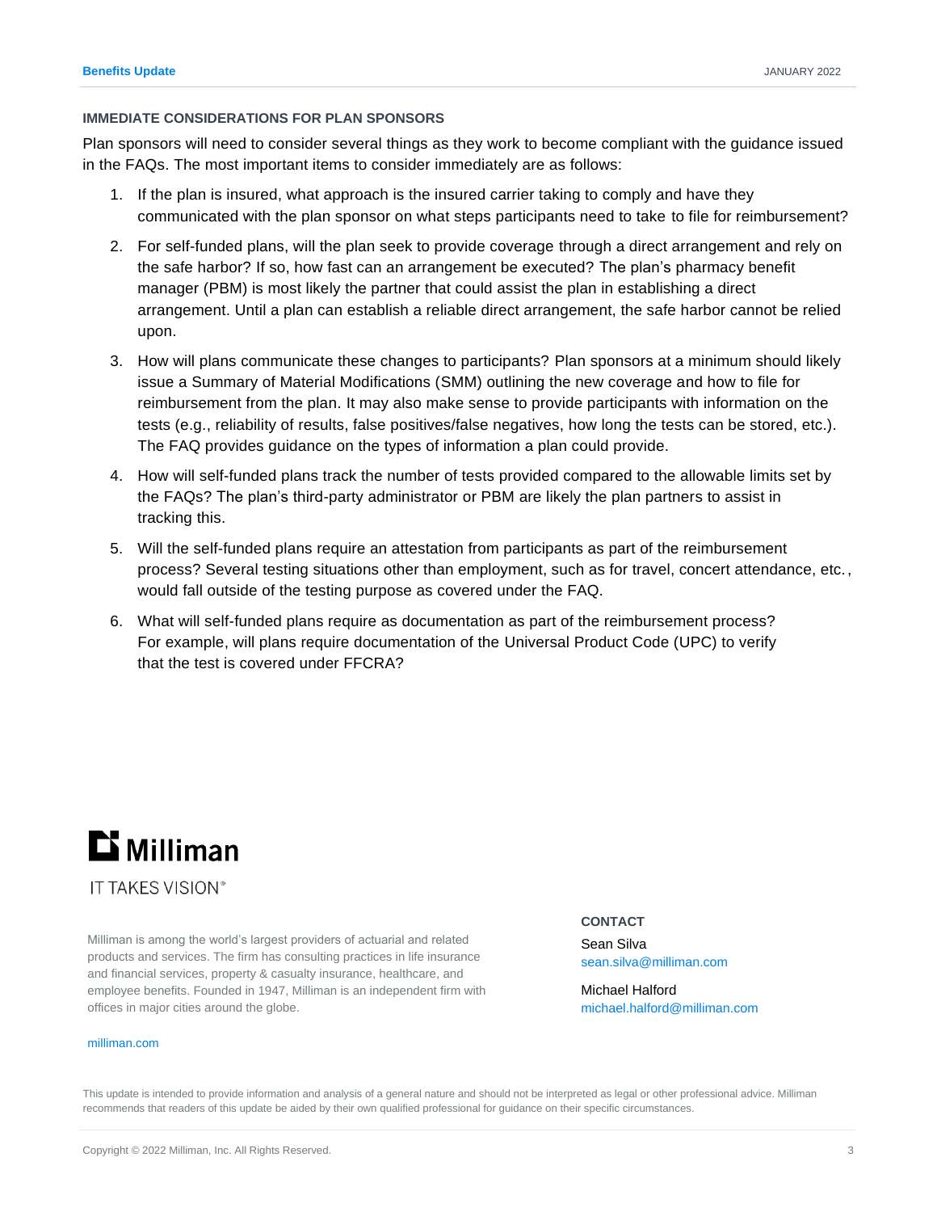### IMMEDIATE CONSIDERATIONS FOR PLAN SPONSORS

Plan sponsors will need to consider several things as they work to become compliant with the guidance issued in the FAQs. The most important items to consider immediately are as follows:

1. If the plan is insured, what approach is the insured carrier taking to comply and have they communicated with the plan sponsor on what steps participants need to take to file for reimbursement?
2. For self-funded plans, will the plan seek to provide coverage through a direct arrangement and rely on the safe harbor? If so, how fast can an arrangement be executed? The plan's pharmacy benefit manager (PBM) is most likely the partner that could assist the plan in establishing a direct arrangement. Until a plan can establish a reliable direct arrangement, the safe harbor cannot be relied upon.
3. How will plans communicate these changes to participants? Plan sponsors at a minimum should likely issue a Summary of Material Modifications (SMM) outlining the new coverage and how to file for reimbursement from the plan. It may also make sense to provide participants with information on the tests (e.g., reliability of results, false positives/false negatives, how long the tests can be stored, etc.). The FAQ provides guidance on the types of information a plan could provide.
4. How will self-funded plans track the number of tests provided compared to the allowable limits set by the FAQs? The plan's third-party administrator or PBM are likely the plan partners to assist in tracking this.
5. Will the self-funded plans require an attestation from participants as part of the reimbursement process? Several testing situations other than employment, such as for travel, concert attendance, etc., would fall outside of the testing purpose as covered under the FAQ.
6. What will self-funded plans require as documentation as part of the reimbursement process? For example, will plans require documentation of the Universal Product Code (UPC) to verify that the test is covered under FFCRA?

**Milliman**

IT TAKES VISION®

Milliman is among the world's largest providers of actuarial and related products and services. The firm has consulting practices in life insurance and financial services, property & casualty insurance, healthcare, and employee benefits. Founded in 1947, Milliman is an independent firm with offices in major cities around the globe.

milliman.com

**CONTACT**

Sean Silva
sean.silva@milliman.com

Michael Halford
michael.halford@milliman.com

This update is intended to provide information and analysis of a general nature and should not be interpreted as legal or other professional advice. Milliman recommends that readers of this update be aided by their own qualified professional for guidance on their specific circumstances.

Copyright © 2022 Milliman, Inc. All Rights Reserved.